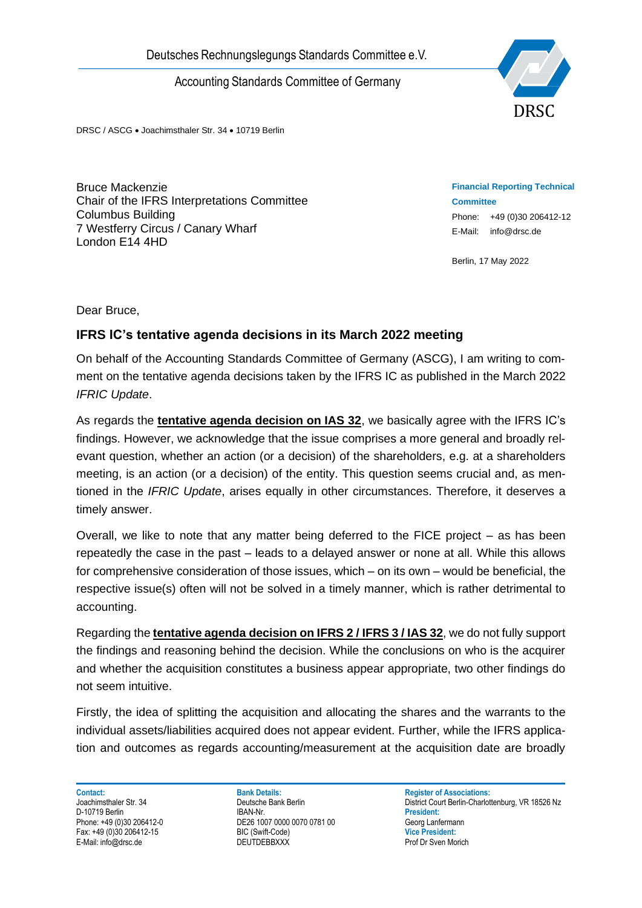Deutsches Rechnungslegungs Standards Committee e.V.

Accounting Standards Committee of Germany

DRSC / ASCG • Joachimsthaler Str. 34 • 10719 Berlin

Bruce Mackenzie
Chair of the IFRS Interpretations Committee
Columbus Building
7 Westferry Circus / Canary Wharf
London E14 4HD

**Financial Reporting Technical Committee**
Phone: +49 (0)30 206412-12
E-Mail: info@drsc.de

Berlin, 17 May 2022

Dear Bruce,

## IFRS IC's tentative agenda decisions in its March 2022 meeting

On behalf of the Accounting Standards Committee of Germany (ASCG), I am writing to comment on the tentative agenda decisions taken by the IFRS IC as published in the March 2022 *IFRIC Update*.

As regards the **tentative agenda decision on IAS 32**, we basically agree with the IFRS IC's findings. However, we acknowledge that the issue comprises a more general and broadly relevant question, whether an action (or a decision) of the shareholders, e.g. at a shareholders meeting, is an action (or a decision) of the entity. This question seems crucial and, as mentioned in the *IFRIC Update*, arises equally in other circumstances. Therefore, it deserves a timely answer.

Overall, we like to note that any matter being deferred to the FICE project – as has been repeatedly the case in the past – leads to a delayed answer or none at all. While this allows for comprehensive consideration of those issues, which – on its own – would be beneficial, the respective issue(s) often will not be solved in a timely manner, which is rather detrimental to accounting.

Regarding the **tentative agenda decision on IFRS 2 / IFRS 3 / IAS 32**, we do not fully support the findings and reasoning behind the decision. While the conclusions on who is the acquirer and whether the acquisition constitutes a business appear appropriate, two other findings do not seem intuitive.

Firstly, the idea of splitting the acquisition and allocating the shares and the warrants to the individual assets/liabilities acquired does not appear evident. Further, while the IFRS application and outcomes as regards accounting/measurement at the acquisition date are broadly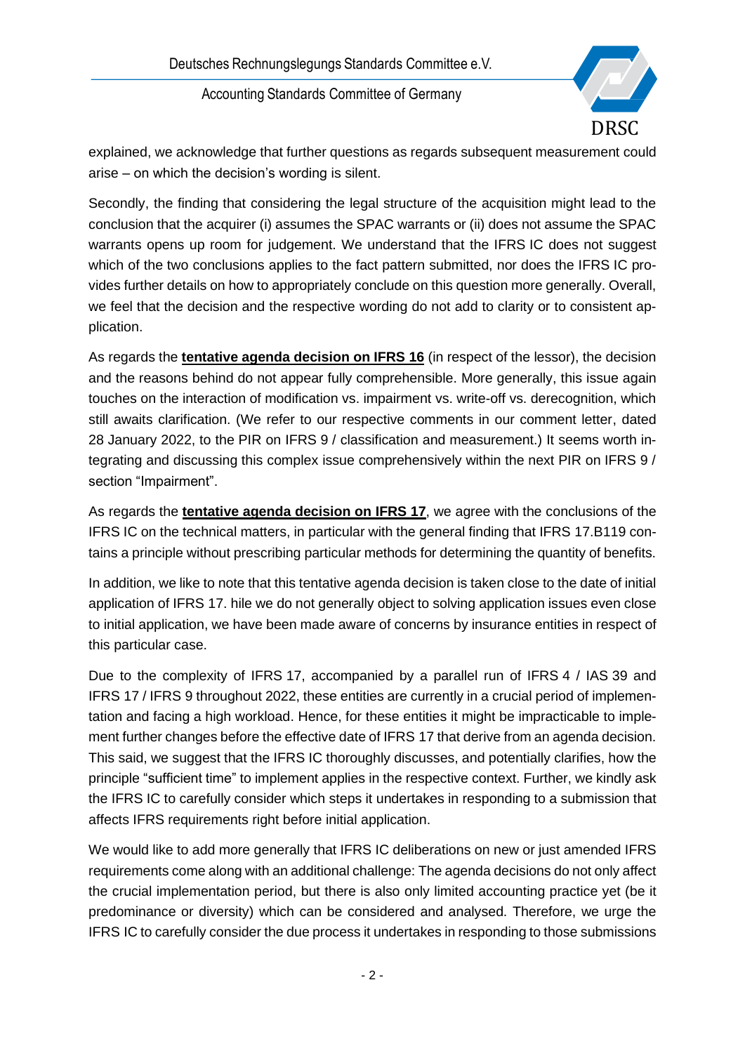explained, we acknowledge that further questions as regards subsequent measurement could arise – on which the decision's wording is silent.

Secondly, the finding that considering the legal structure of the acquisition might lead to the conclusion that the acquirer (i) assumes the SPAC warrants or (ii) does not assume the SPAC warrants opens up room for judgement. We understand that the IFRS IC does not suggest which of the two conclusions applies to the fact pattern submitted, nor does the IFRS IC provides further details on how to appropriately conclude on this question more generally. Overall, we feel that the decision and the respective wording do not add to clarity or to consistent application.

As regards the **tentative agenda decision on IFRS 16** (in respect of the lessor), the decision and the reasons behind do not appear fully comprehensible. More generally, this issue again touches on the interaction of modification vs. impairment vs. write-off vs. derecognition, which still awaits clarification. (We refer to our respective comments in our comment letter, dated 28 January 2022, to the PIR on IFRS 9 / classification and measurement.) It seems worth integrating and discussing this complex issue comprehensively within the next PIR on IFRS 9 / section "Impairment".

As regards the **tentative agenda decision on IFRS 17**, we agree with the conclusions of the IFRS IC on the technical matters, in particular with the general finding that IFRS 17.B119 contains a principle without prescribing particular methods for determining the quantity of benefits.

In addition, we like to note that this tentative agenda decision is taken close to the date of initial application of IFRS 17. hile we do not generally object to solving application issues even close to initial application, we have been made aware of concerns by insurance entities in respect of this particular case.

Due to the complexity of IFRS 17, accompanied by a parallel run of IFRS 4 / IAS 39 and IFRS 17 / IFRS 9 throughout 2022, these entities are currently in a crucial period of implementation and facing a high workload. Hence, for these entities it might be impracticable to implement further changes before the effective date of IFRS 17 that derive from an agenda decision. This said, we suggest that the IFRS IC thoroughly discusses, and potentially clarifies, how the principle "sufficient time" to implement applies in the respective context. Further, we kindly ask the IFRS IC to carefully consider which steps it undertakes in responding to a submission that affects IFRS requirements right before initial application.

We would like to add more generally that IFRS IC deliberations on new or just amended IFRS requirements come along with an additional challenge: The agenda decisions do not only affect the crucial implementation period, but there is also only limited accounting practice yet (be it predominance or diversity) which can be considered and analysed. Therefore, we urge the IFRS IC to carefully consider the due process it undertakes in responding to those submissions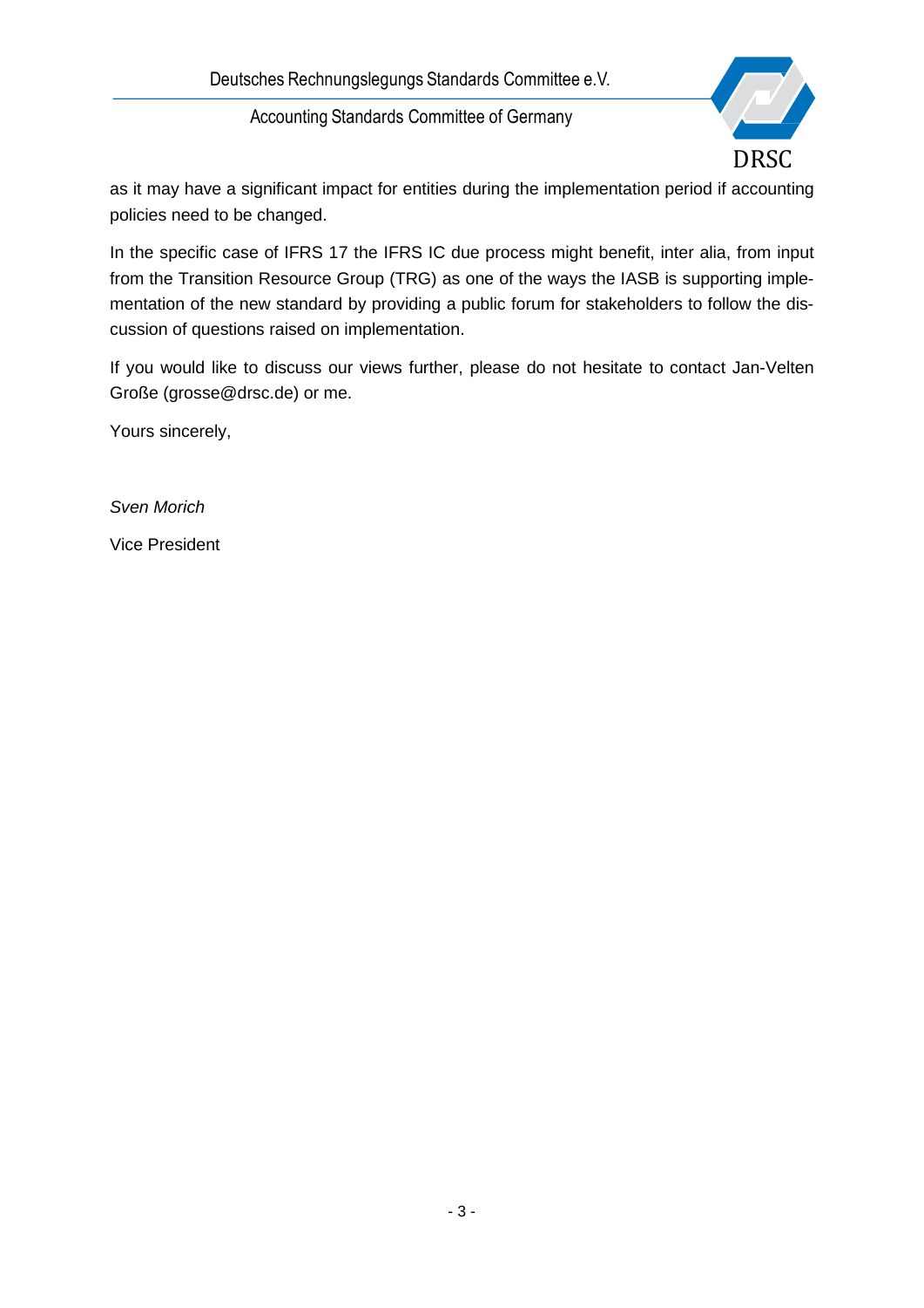as it may have a significant impact for entities during the implementation period if accounting policies need to be changed.

In the specific case of IFRS 17 the IFRS IC due process might benefit, inter alia, from input from the Transition Resource Group (TRG) as one of the ways the IASB is supporting implementation of the new standard by providing a public forum for stakeholders to follow the discussion of questions raised on implementation.

If you would like to discuss our views further, please do not hesitate to contact Jan-Velten Große (grosse@drsc.de) or me.

Yours sincerely,

*Sven Morich*

Vice President